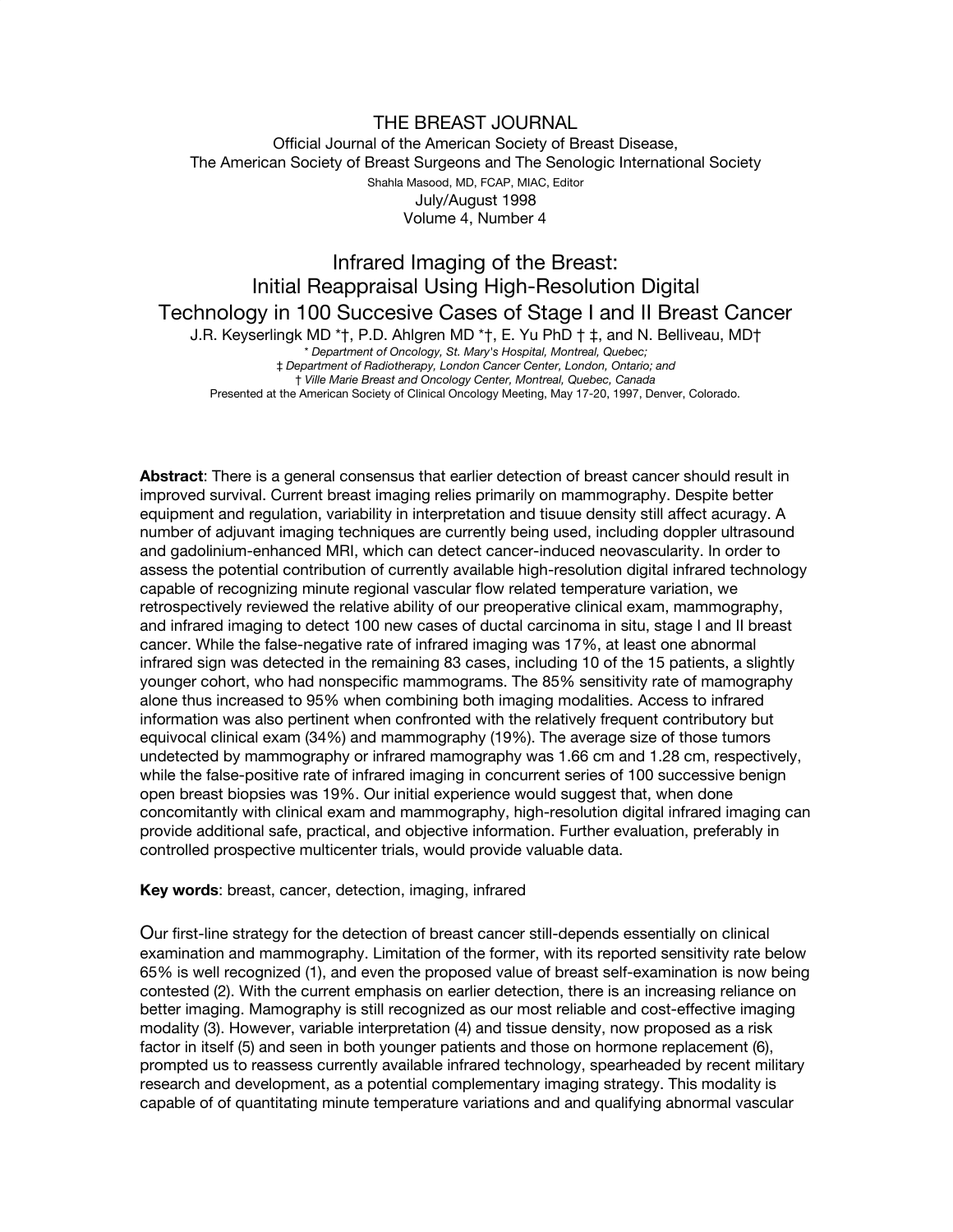THE BREAST JOURNAL

Official Journal of the American Society of Breast Disease,
The American Society of Breast Surgeons and The Senologic International Society

Shahla Masood, MD, FCAP, MIAC, Editor

July/August 1998

Volume 4, Number 4

# Infrared Imaging of the Breast: Initial Reappraisal Using High-Resolution Digital Technology in 100 Succesive Cases of Stage I and II Breast Cancer

J.R. Keyserlingk MD *†, P.D. Ahlgren MD *†, E. Yu PhD † ‡, and N. Belliveau, MD†

*\* Department of Oncology, St. Mary's Hospital, Montreal, Quebec;*
*‡ Department of Radiotherapy, London Cancer Center, London, Ontario; and*
*† Ville Marie Breast and Oncology Center, Montreal, Quebec, Canada*

Presented at the American Society of Clinical Oncology Meeting, May 17-20, 1997, Denver, Colorado.

**Abstract**: There is a general consensus that earlier detection of breast cancer should result in improved survival. Current breast imaging relies primarily on mammography. Despite better equipment and regulation, variability in interpretation and tisuue density still affect acuragy. A number of adjuvant imaging techniques are currently being used, including doppler ultrasound and gadolinium-enhanced MRI, which can detect cancer-induced neovascularity. In order to assess the potential contribution of currently available high-resolution digital infrared technology capable of recognizing minute regional vascular flow related temperature variation, we retrospectively reviewed the relative ability of our preoperative clinical exam, mammography, and infrared imaging to detect 100 new cases of ductal carcinoma in situ, stage I and II breast cancer. While the false-negative rate of infrared imaging was 17%, at least one abnormal infrared sign was detected in the remaining 83 cases, including 10 of the 15 patients, a slightly younger cohort, who had nonspecific mammograms. The 85% sensitivity rate of mamography alone thus increased to 95% when combining both imaging modalities. Access to infrared information was also pertinent when confronted with the relatively frequent contributory but equivocal clinical exam (34%) and mammography (19%). The average size of those tumors undetected by mammography or infrared mamography was 1.66 cm and 1.28 cm, respectively, while the false-positive rate of infrared imaging in concurrent series of 100 successive benign open breast biopsies was 19%. Our initial experience would suggest that, when done concomitantly with clinical exam and mammography, high-resolution digital infrared imaging can provide additional safe, practical, and objective information. Further evaluation, preferably in controlled prospective multicenter trials, would provide valuable data.

**Key words**: breast, cancer, detection, imaging, infrared

Our first-line strategy for the detection of breast cancer still-depends essentially on clinical examination and mammography. Limitation of the former, with its reported sensitivity rate below 65% is well recognized (1), and even the proposed value of breast self-examination is now being contested (2). With the current emphasis on earlier detection, there is an increasing reliance on better imaging. Mamography is still recognized as our most reliable and cost-effective imaging modality (3). However, variable interpretation (4) and tissue density, now proposed as a risk factor in itself (5) and seen in both younger patients and those on hormone replacement (6), prompted us to reassess currently available infrared technology, spearheaded by recent military research and development, as a potential complementary imaging strategy. This modality is capable of of quantitating minute temperature variations and and qualifying abnormal vascular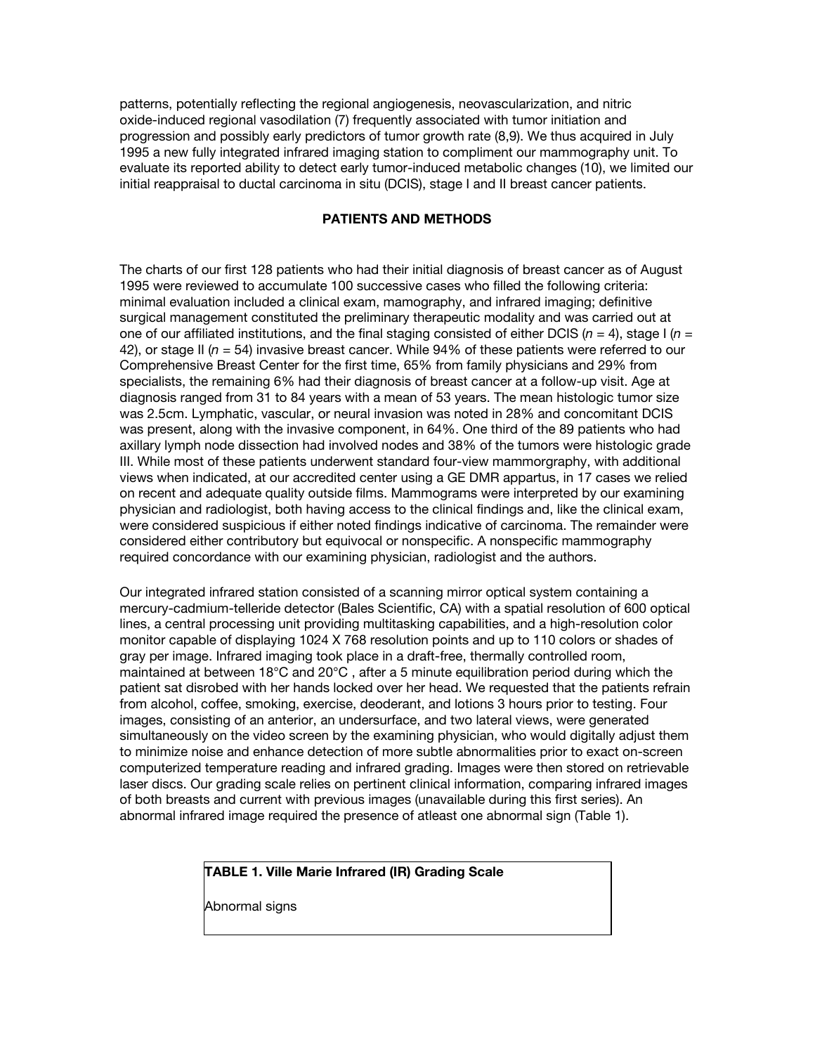patterns, potentially reflecting the regional angiogenesis, neovascularization, and nitric oxide-induced regional vasodilation (7) frequently associated with tumor initiation and progression and possibly early predictors of tumor growth rate (8,9). We thus acquired in July 1995 a new fully integrated infrared imaging station to compliment our mammography unit. To evaluate its reported ability to detect early tumor-induced metabolic changes (10), we limited our initial reappraisal to ductal carcinoma in situ (DCIS), stage I and II breast cancer patients.

## PATIENTS AND METHODS

The charts of our first 128 patients who had their initial diagnosis of breast cancer as of August 1995 were reviewed to accumulate 100 successive cases who filled the following criteria: minimal evaluation included a clinical exam, mamography, and infrared imaging; definitive surgical management constituted the preliminary therapeutic modality and was carried out at one of our affiliated institutions, and the final staging consisted of either DCIS (*n* = 4), stage I (*n* = 42), or stage II (*n* = 54) invasive breast cancer. While 94% of these patients were referred to our Comprehensive Breast Center for the first time, 65% from family physicians and 29% from specialists, the remaining 6% had their diagnosis of breast cancer at a follow-up visit. Age at diagnosis ranged from 31 to 84 years with a mean of 53 years. The mean histologic tumor size was 2.5cm. Lymphatic, vascular, or neural invasion was noted in 28% and concomitant DCIS was present, along with the invasive component, in 64%. One third of the 89 patients who had axillary lymph node dissection had involved nodes and 38% of the tumors were histologic grade III. While most of these patients underwent standard four-view mammorgraphy, with additional views when indicated, at our accredited center using a GE DMR appartus, in 17 cases we relied on recent and adequate quality outside films. Mammograms were interpreted by our examining physician and radiologist, both having access to the clinical findings and, like the clinical exam, were considered suspicious if either noted findings indicative of carcinoma. The remainder were considered either contributory but equivocal or nonspecific. A nonspecific mammography required concordance with our examining physician, radiologist and the authors.

Our integrated infrared station consisted of a scanning mirror optical system containing a mercury-cadmium-telleride detector (Bales Scientific, CA) with a spatial resolution of 600 optical lines, a central processing unit providing multitasking capabilities, and a high-resolution color monitor capable of displaying 1024 X 768 resolution points and up to 110 colors or shades of gray per image. Infrared imaging took place in a draft-free, thermally controlled room, maintained at between 18°C and 20°C , after a 5 minute equilibration period during which the patient sat disrobed with her hands locked over her head. We requested that the patients refrain from alcohol, coffee, smoking, exercise, deoderant, and lotions 3 hours prior to testing. Four images, consisting of an anterior, an undersurface, and two lateral views, were generated simultaneously on the video screen by the examining physician, who would digitally adjust them to minimize noise and enhance detection of more subtle abnormalities prior to exact on-screen computerized temperature reading and infrared grading. Images were then stored on retrievable laser discs. Our grading scale relies on pertinent clinical information, comparing infrared images of both breasts and current with previous images (unavailable during this first series). An abnormal infrared image required the presence of atleast one abnormal sign (Table 1).

| **TABLE 1. Ville Marie Infrared (IR) Grading Scale** |
| --- |
| Abnormal signs |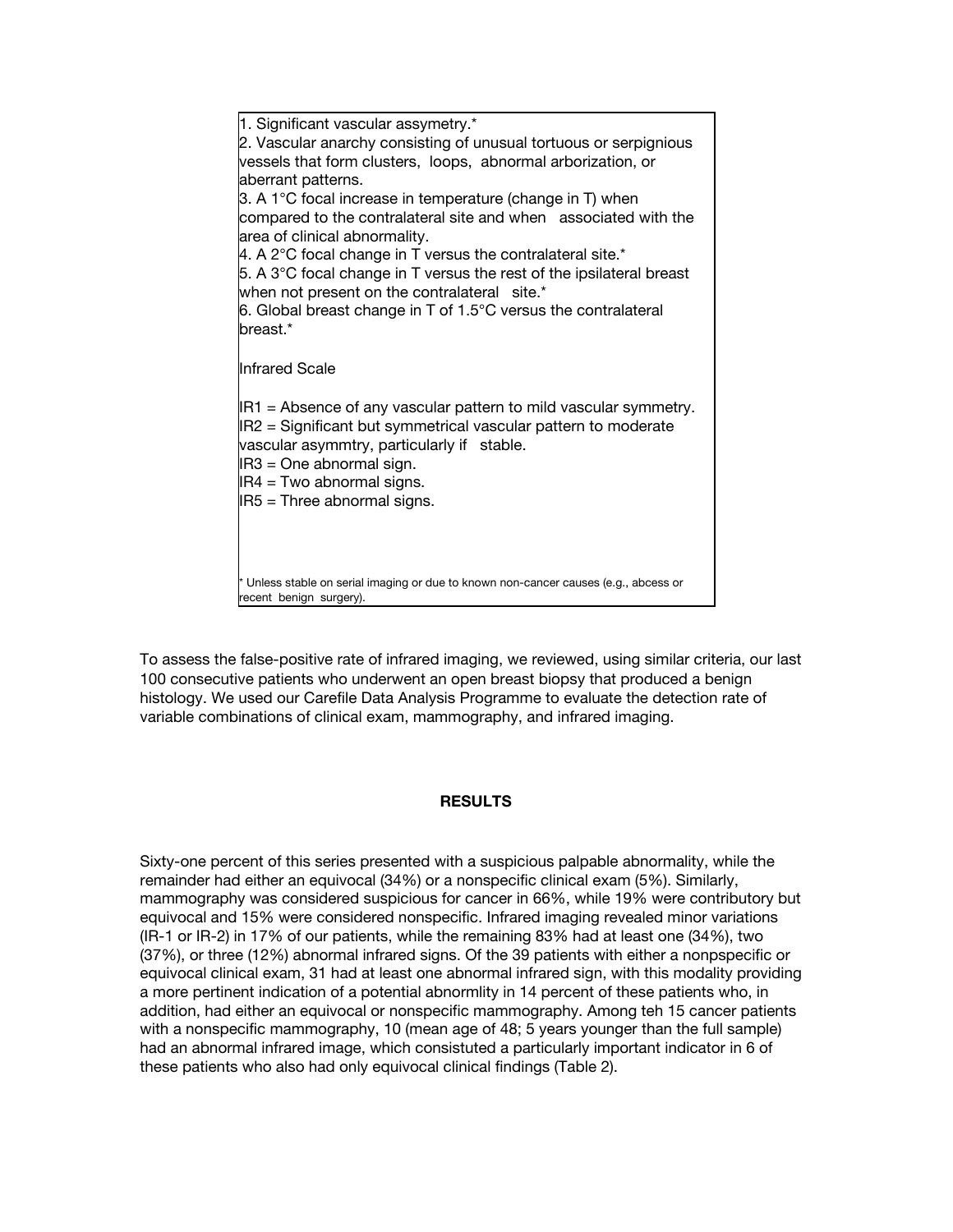1. Significant vascular assymetry.*
2. Vascular anarchy consisting of unusual tortuous or serpignious vessels that form clusters, loops, abnormal arborization, or aberrant patterns.
3. A 1°C focal increase in temperature (change in T) when compared to the contralateral site and when associated with the area of clinical abnormality.
4. A 2°C focal change in T versus the contralateral site.*
5. A 3°C focal change in T versus the rest of the ipsilateral breast when not present on the contralateral site.*
6. Global breast change in T of 1.5°C versus the contralateral breast.*

Infrared Scale

IR1 = Absence of any vascular pattern to mild vascular symmetry.
IR2 = Significant but symmetrical vascular pattern to moderate vascular asymmtry, particularly if stable.
IR3 = One abnormal sign.
IR4 = Two abnormal signs.
IR5 = Three abnormal signs.

\* Unless stable on serial imaging or due to known non-cancer causes (e.g., abcess or recent benign surgery).

To assess the false-positive rate of infrared imaging, we reviewed, using similar criteria, our last 100 consecutive patients who underwent an open breast biopsy that produced a benign histology. We used our Carefile Data Analysis Programme to evaluate the detection rate of variable combinations of clinical exam, mammography, and infrared imaging.

## RESULTS

Sixty-one percent of this series presented with a suspicious palpable abnormality, while the remainder had either an equivocal (34%) or a nonspecific clinical exam (5%). Similarly, mammography was considered suspicious for cancer in 66%, while 19% were contributory but equivocal and 15% were considered nonspecific. Infrared imaging revealed minor variations (IR-1 or IR-2) in 17% of our patients, while the remaining 83% had at least one (34%), two (37%), or three (12%) abnormal infrared signs. Of the 39 patients with either a nonpspecific or equivocal clinical exam, 31 had at least one abnormal infrared sign, with this modality providing a more pertinent indication of a potential abnormlity in 14 percent of these patients who, in addition, had either an equivocal or nonspecific mammography. Among teh 15 cancer patients with a nonspecific mammography, 10 (mean age of 48; 5 years younger than the full sample) had an abnormal infrared image, which consistuted a particularly important indicator in 6 of these patients who also had only equivocal clinical findings (Table 2).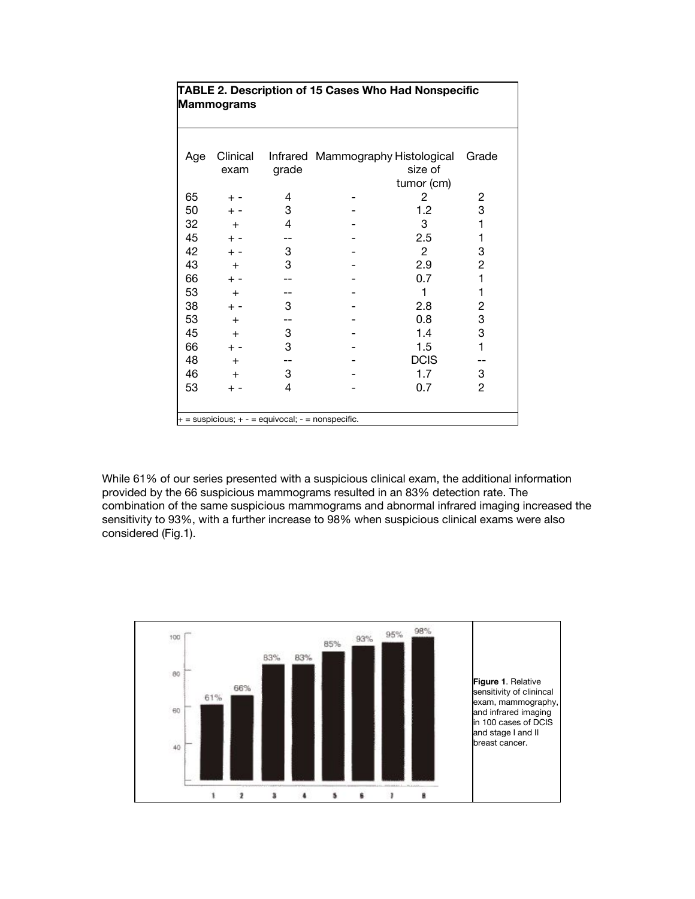**TABLE 2. Description of 15 Cases Who Had Nonspecific Mammograms**

| Age | Clinical exam | Infrared grade | Mammography | Histological size of tumor (cm) | Grade |
|---|---|---|---|---|---|
| 65 | + - | 4 | - | 2 | 2 |
| 50 | + - | 3 | - | 1.2 | 3 |
| 32 | + | 4 | - | 3 | 1 |
| 45 | + - | -- | - | 2.5 | 1 |
| 42 | + - | 3 | - | 2 | 3 |
| 43 | + | 3 | - | 2.9 | 2 |
| 66 | + - | -- | - | 0.7 | 1 |
| 53 | + | -- | - | 1 | 1 |
| 38 | + - | 3 | - | 2.8 | 2 |
| 53 | + | -- | - | 0.8 | 3 |
| 45 | + | 3 | - | 1.4 | 3 |
| 66 | + - | 3 | - | 1.5 | 1 |
| 48 | + | -- | - | DCIS | -- |
| 46 | + | 3 | - | 1.7 | 3 |
| 53 | + - | 4 | - | 0.7 | 2 |

+ = suspicious; + - = equivocal; - = nonspecific.

While 61% of our series presented with a suspicious clinical exam, the additional information provided by the 66 suspicious mammograms resulted in an 83% detection rate. The combination of the same suspicious mammograms and abnormal infrared imaging increased the sensitivity to 93%, with a further increase to 98% when suspicious clinical exams were also considered (Fig.1).

**Figure 1**. Relative sensitivity of clinincal exam, mammography, and infrared imaging in 100 cases of DCIS and stage I and II breast cancer.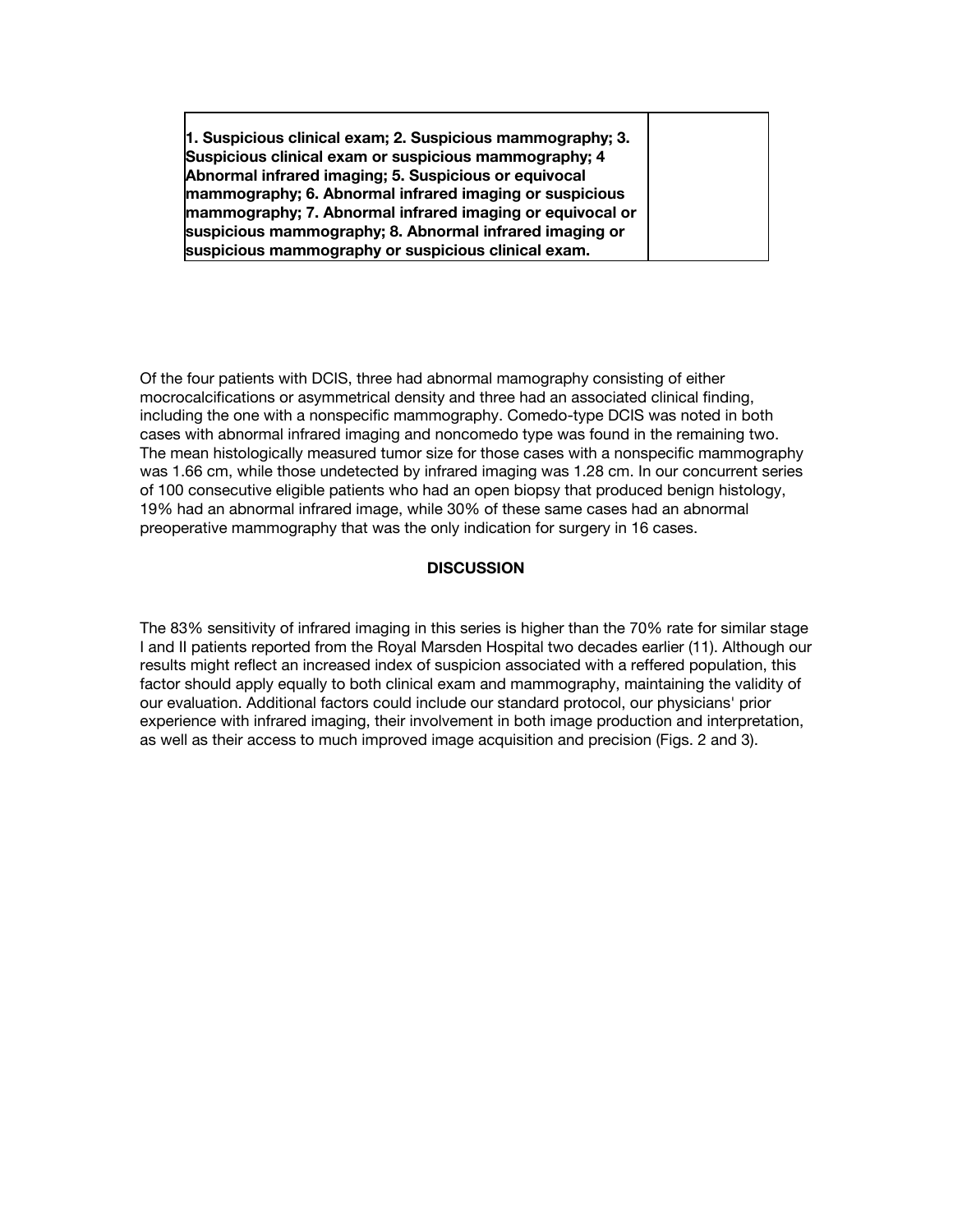| **1. Suspicious clinical exam; 2. Suspicious mammography; 3. Suspicious clinical exam or suspicious mammography; 4 Abnormal infrared imaging; 5. Suspicious or equivocal mammography; 6. Abnormal infrared imaging or suspicious mammography; 7. Abnormal infrared imaging or equivocal or suspicious mammography; 8. Abnormal infrared imaging or suspicious mammography or suspicious clinical exam.** | |
|---|---|

Of the four patients with DCIS, three had abnormal mamography consisting of either mocrocalcifications or asymmetrical density and three had an associated clinical finding, including the one with a nonspecific mammography. Comedo-type DCIS was noted in both cases with abnormal infrared imaging and noncomedo type was found in the remaining two. The mean histologically measured tumor size for those cases with a nonspecific mammography was 1.66 cm, while those undetected by infrared imaging was 1.28 cm. In our concurrent series of 100 consecutive eligible patients who had an open biopsy that produced benign histology, 19% had an abnormal infrared image, while 30% of these same cases had an abnormal preoperative mammography that was the only indication for surgery in 16 cases.

## DISCUSSION

The 83% sensitivity of infrared imaging in this series is higher than the 70% rate for similar stage I and II patients reported from the Royal Marsden Hospital two decades earlier (11). Although our results might reflect an increased index of suspicion associated with a reffered population, this factor should apply equally to both clinical exam and mammography, maintaining the validity of our evaluation. Additional factors could include our standard protocol, our physicians' prior experience with infrared imaging, their involvement in both image production and interpretation, as well as their access to much improved image acquisition and precision (Figs. 2 and 3).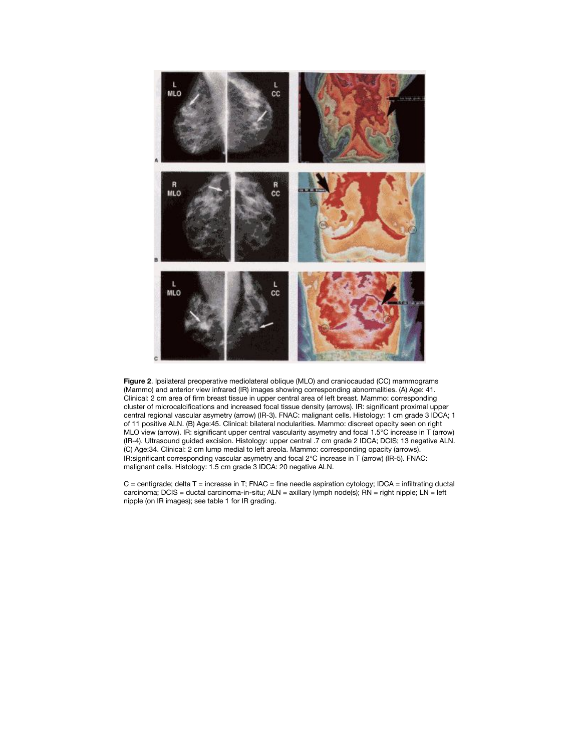**Figure 2**. Ipsilateral preoperative mediolateral oblique (MLO) and craniocaudad (CC) mammograms (Mammo) and anterior view infrared (IR) images showing corresponding abnormalities. (A) Age: 41. Clinical: 2 cm area of firm breast tissue in upper central area of left breast. Mammo: corresponding cluster of microcalcifications and increased focal tissue density (arrows). IR: significant proximal upper central regional vascular asymetry (arrow) (IR-3). FNAC: malignant cells. Histology: 1 cm grade 3 IDCA; 1 of 11 positive ALN. (B) Age:45. Clinical: bilateral nodularities. Mammo: discreet opacity seen on right MLO view (arrow). IR: significant upper central vascularity asymetry and focal 1.5°C increase in T (arrow) (IR-4). Ultrasound guided excision. Histology: upper central .7 cm grade 2 IDCA; DCIS; 13 negative ALN. (C) Age:34. Clinical: 2 cm lump medial to left areola. Mammo: corresponding opacity (arrows). IR:significant corresponding vascular asymetry and focal 2°C increase in T (arrow) (IR-5). FNAC: malignant cells. Histology: 1.5 cm grade 3 IDCA: 20 negative ALN.

C = centigrade; delta T = increase in T; FNAC = fine needle aspiration cytology; IDCA = infiltrating ductal carcinoma; DCIS = ductal carcinoma-in-situ; ALN = axillary lymph node(s); RN = right nipple; LN = left nipple (on IR images); see table 1 for IR grading.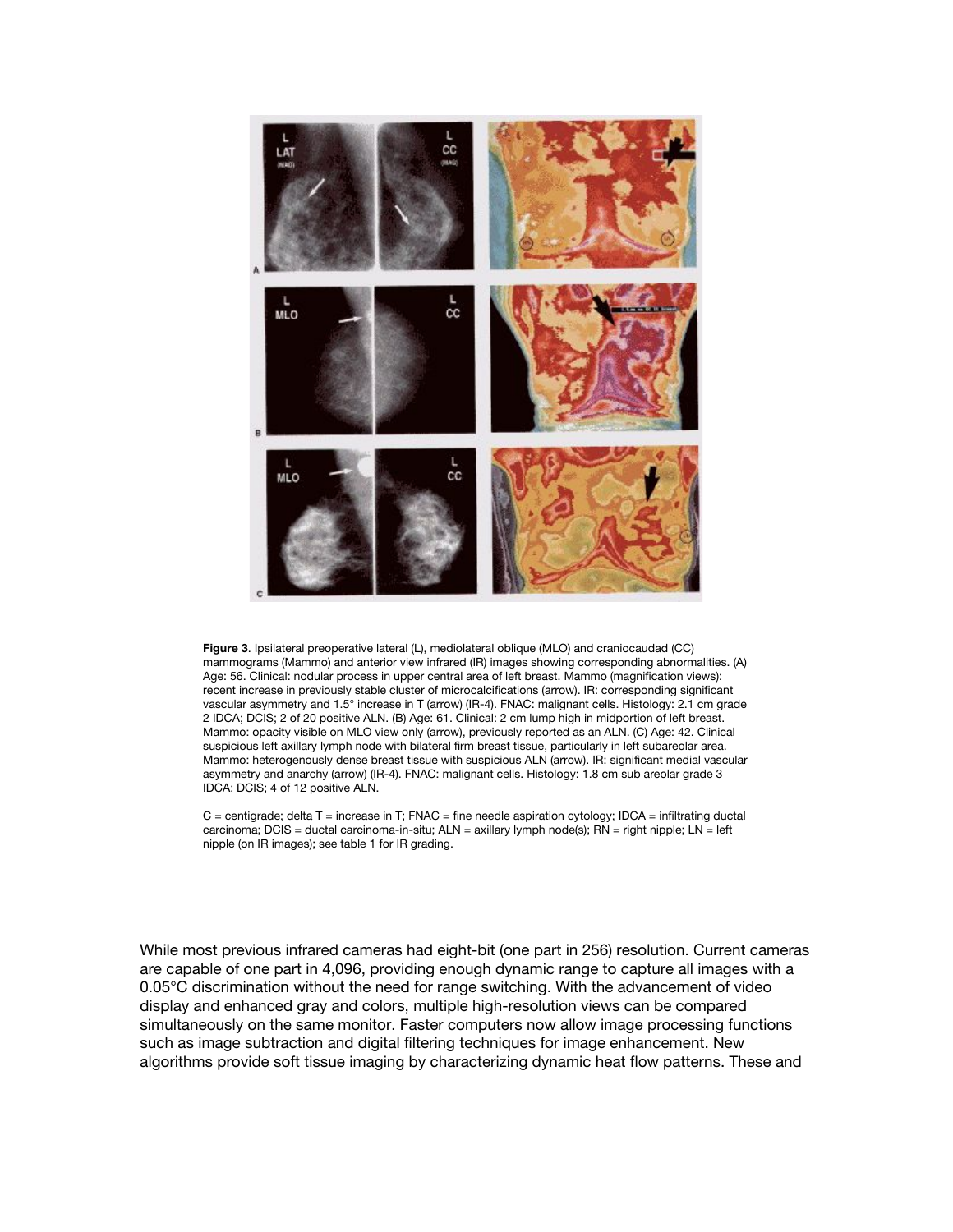**Figure 3**. Ipsilateral preoperative lateral (L), mediolateral oblique (MLO) and craniocaudad (CC) mammograms (Mammo) and anterior view infrared (IR) images showing corresponding abnormalities. (A) Age: 56. Clinical: nodular process in upper central area of left breast. Mammo (magnification views): recent increase in previously stable cluster of microcalcifications (arrow). IR: corresponding significant vascular asymmetry and 1.5° increase in T (arrow) (IR-4). FNAC: malignant cells. Histology: 2.1 cm grade 2 IDCA; DCIS; 2 of 20 positive ALN. (B) Age: 61. Clinical: 2 cm lump high in midportion of left breast. Mammo: opacity visible on MLO view only (arrow), previously reported as an ALN. (C) Age: 42. Clinical suspicious left axillary lymph node with bilateral firm breast tissue, particularly in left subareolar area. Mammo: heterogenously dense breast tissue with suspicious ALN (arrow). IR: significant medial vascular asymmetry and anarchy (arrow) (IR-4). FNAC: malignant cells. Histology: 1.8 cm sub areolar grade 3 IDCA; DCIS; 4 of 12 positive ALN.

C = centigrade; delta T = increase in T; FNAC = fine needle aspiration cytology; IDCA = infiltrating ductal carcinoma; DCIS = ductal carcinoma-in-situ; ALN = axillary lymph node(s); RN = right nipple; LN = left nipple (on IR images); see table 1 for IR grading.

While most previous infrared cameras had eight-bit (one part in 256) resolution. Current cameras are capable of one part in 4,096, providing enough dynamic range to capture all images with a 0.05°C discrimination without the need for range switching. With the advancement of video display and enhanced gray and colors, multiple high-resolution views can be compared simultaneously on the same monitor. Faster computers now allow image processing functions such as image subtraction and digital filtering techniques for image enhancement. New algorithms provide soft tissue imaging by characterizing dynamic heat flow patterns. These and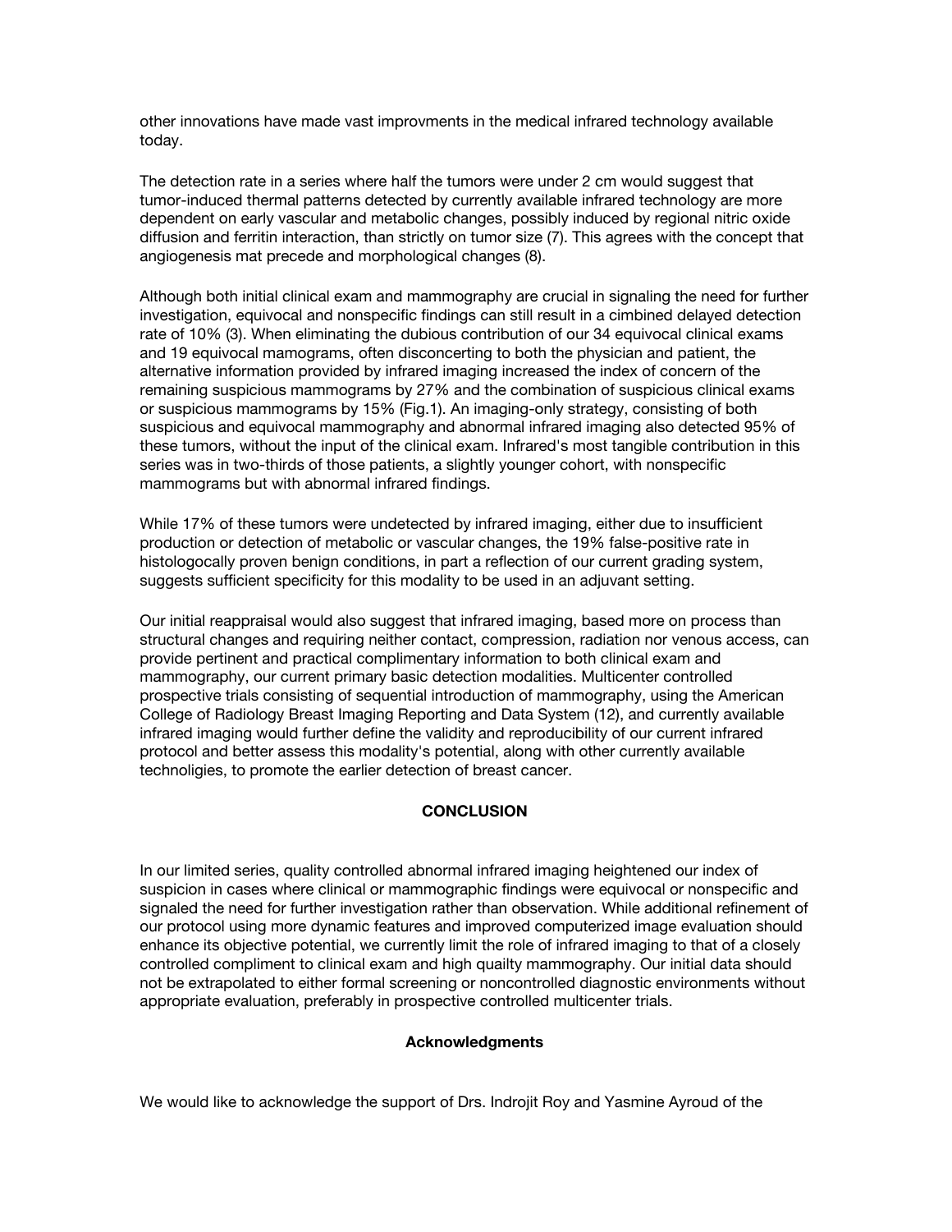other innovations have made vast improvments in the medical infrared technology available today.

The detection rate in a series where half the tumors were under 2 cm would suggest that tumor-induced thermal patterns detected by currently available infrared technology are more dependent on early vascular and metabolic changes, possibly induced by regional nitric oxide diffusion and ferritin interaction, than strictly on tumor size (7). This agrees with the concept that angiogenesis mat precede and morphological changes (8).

Although both initial clinical exam and mammography are crucial in signaling the need for further investigation, equivocal and nonspecific findings can still result in a cimbined delayed detection rate of 10% (3). When eliminating the dubious contribution of our 34 equivocal clinical exams and 19 equivocal mamograms, often disconcerting to both the physician and patient, the alternative information provided by infrared imaging increased the index of concern of the remaining suspicious mammograms by 27% and the combination of suspicious clinical exams or suspicious mammograms by 15% (Fig.1). An imaging-only strategy, consisting of both suspicious and equivocal mammography and abnormal infrared imaging also detected 95% of these tumors, without the input of the clinical exam. Infrared's most tangible contribution in this series was in two-thirds of those patients, a slightly younger cohort, with nonspecific mammograms but with abnormal infrared findings.

While 17% of these tumors were undetected by infrared imaging, either due to insufficient production or detection of metabolic or vascular changes, the 19% false-positive rate in histologocally proven benign conditions, in part a reflection of our current grading system, suggests sufficient specificity for this modality to be used in an adjuvant setting.

Our initial reappraisal would also suggest that infrared imaging, based more on process than structural changes and requiring neither contact, compression, radiation nor venous access, can provide pertinent and practical complimentary information to both clinical exam and mammography, our current primary basic detection modalities. Multicenter controlled prospective trials consisting of sequential introduction of mammography, using the American College of Radiology Breast Imaging Reporting and Data System (12), and currently available infrared imaging would further define the validity and reproducibility of our current infrared protocol and better assess this modality's potential, along with other currently available technoligies, to promote the earlier detection of breast cancer.

## CONCLUSION

In our limited series, quality controlled abnormal infrared imaging heightened our index of suspicion in cases where clinical or mammographic findings were equivocal or nonspecific and signaled the need for further investigation rather than observation. While additional refinement of our protocol using more dynamic features and improved computerized image evaluation should enhance its objective potential, we currently limit the role of infrared imaging to that of a closely controlled compliment to clinical exam and high quailty mammography. Our initial data should not be extrapolated to either formal screening or noncontrolled diagnostic environments without appropriate evaluation, preferably in prospective controlled multicenter trials.

### Acknowledgments

We would like to acknowledge the support of Drs. Indrojit Roy and Yasmine Ayroud of the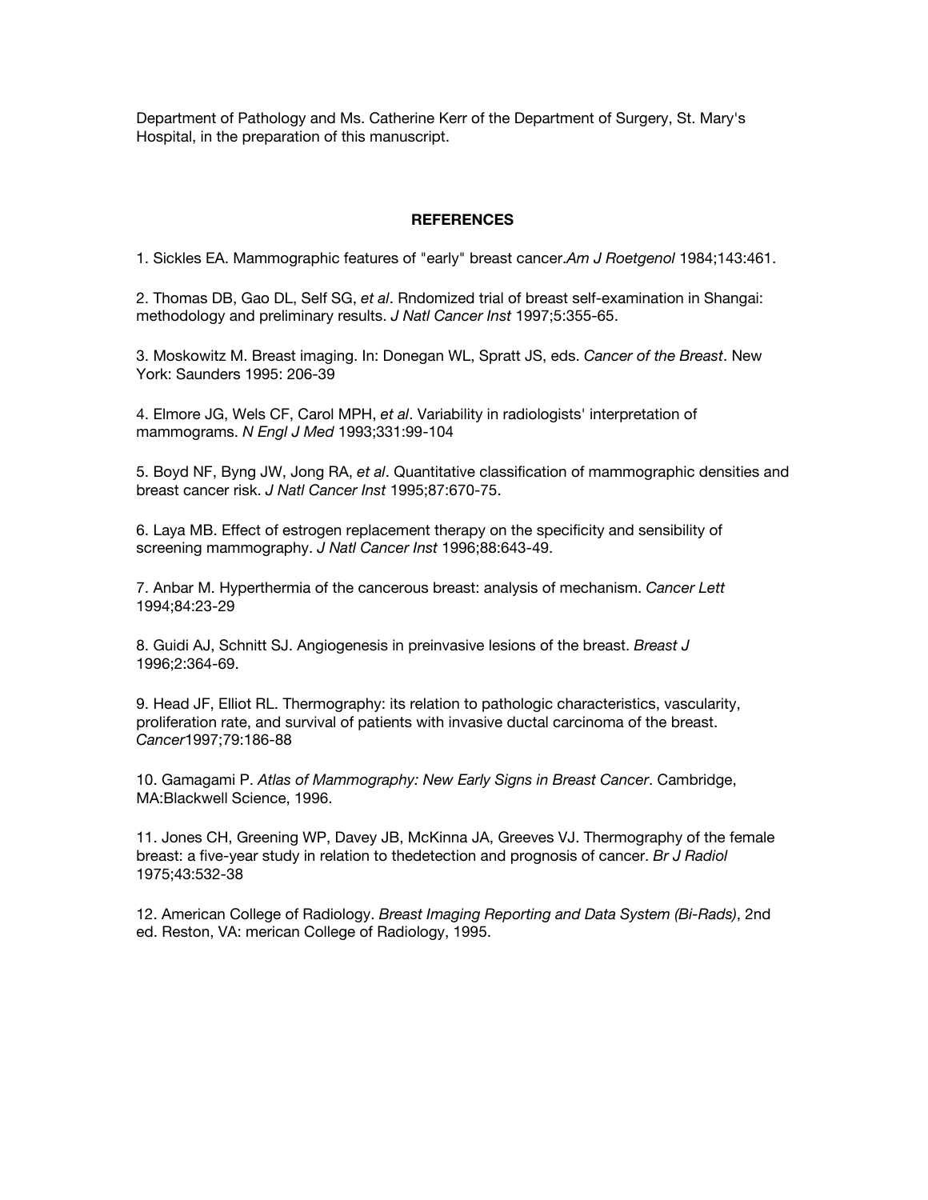Department of Pathology and Ms. Catherine Kerr of the Department of Surgery, St. Mary's Hospital, in the preparation of this manuscript.

## REFERENCES

1. Sickles EA. Mammographic features of "early" breast cancer.*Am J Roetgenol* 1984;143:461.

2. Thomas DB, Gao DL, Self SG, *et al*. Rndomized trial of breast self-examination in Shangai: methodology and preliminary results. *J Natl Cancer Inst* 1997;5:355-65.

3. Moskowitz M. Breast imaging. In: Donegan WL, Spratt JS, eds. *Cancer of the Breast*. New York: Saunders 1995: 206-39

4. Elmore JG, Wels CF, Carol MPH, *et al*. Variability in radiologists' interpretation of mammograms. *N Engl J Med* 1993;331:99-104

5. Boyd NF, Byng JW, Jong RA, *et al*. Quantitative classification of mammographic densities and breast cancer risk. *J Natl Cancer Inst* 1995;87:670-75.

6. Laya MB. Effect of estrogen replacement therapy on the specificity and sensibility of screening mammography. *J Natl Cancer Inst* 1996;88:643-49.

7. Anbar M. Hyperthermia of the cancerous breast: analysis of mechanism. *Cancer Lett* 1994;84:23-29

8. Guidi AJ, Schnitt SJ. Angiogenesis in preinvasive lesions of the breast. *Breast J* 1996;2:364-69.

9. Head JF, Elliot RL. Thermography: its relation to pathologic characteristics, vascularity, proliferation rate, and survival of patients with invasive ductal carcinoma of the breast. *Cancer*1997;79:186-88

10. Gamagami P. *Atlas of Mammography: New Early Signs in Breast Cancer*. Cambridge, MA:Blackwell Science, 1996.

11. Jones CH, Greening WP, Davey JB, McKinna JA, Greeves VJ. Thermography of the female breast: a five-year study in relation to thedetection and prognosis of cancer. *Br J Radiol* 1975;43:532-38

12. American College of Radiology. *Breast Imaging Reporting and Data System (Bi-Rads)*, 2nd ed. Reston, VA: merican College of Radiology, 1995.